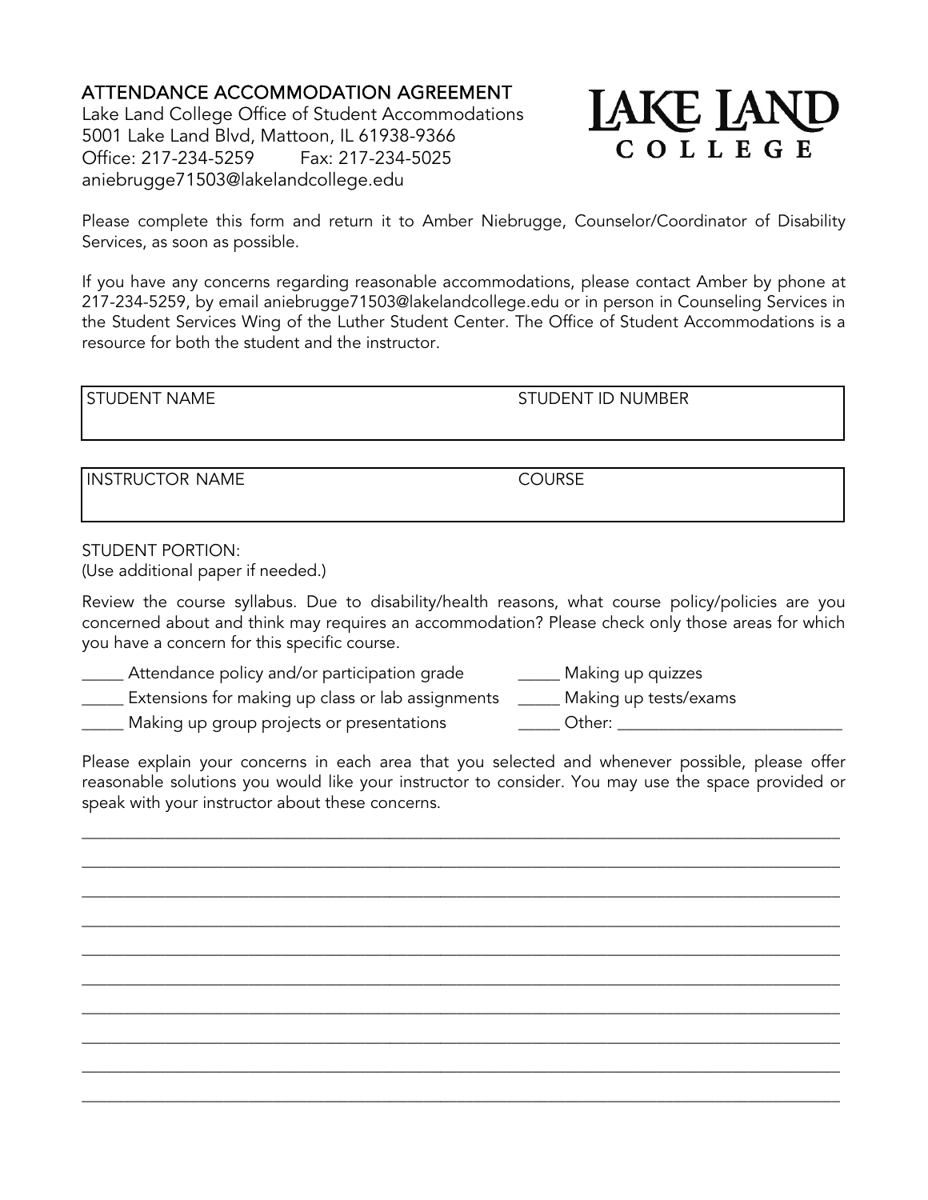# ATTENDANCE ACCOMMODATION AGREEMENT

Lake Land College Office of Student Accommodations
5001 Lake Land Blvd, Mattoon, IL 61938-9366
Office: 217-234-5259 Fax: 217-234-5025
aniebrugge71503@lakelandcollege.edu

**LAKE LAND COLLEGE**

Please complete this form and return it to Amber Niebrugge, Counselor/Coordinator of Disability Services, as soon as possible.

If you have any concerns regarding reasonable accommodations, please contact Amber by phone at 217-234-5259, by email aniebrugge71503@lakelandcollege.edu or in person in Counseling Services in the Student Services Wing of the Luther Student Center. The Office of Student Accommodations is a resource for both the student and the instructor.

| STUDENT NAME | STUDENT ID NUMBER |
|---|---|
| | |

| INSTRUCTOR NAME | COURSE |
|---|---|
| | |

STUDENT PORTION:
(Use additional paper if needed.)

Review the course syllabus. Due to disability/health reasons, what course policy/policies are you concerned about and think may requires an accommodation? Please check only those areas for which you have a concern for this specific course.

_____ Attendance policy and/or participation grade
_____ Extensions for making up class or lab assignments
_____ Making up group projects or presentations
_____ Making up quizzes
_____ Making up tests/exams
_____ Other: __________________________

Please explain your concerns in each area that you selected and whenever possible, please offer reasonable solutions you would like your instructor to consider. You may use the space provided or speak with your instructor about these concerns.

______________________________________________________________________________

______________________________________________________________________________

______________________________________________________________________________

______________________________________________________________________________

______________________________________________________________________________

______________________________________________________________________________

______________________________________________________________________________

______________________________________________________________________________

______________________________________________________________________________

______________________________________________________________________________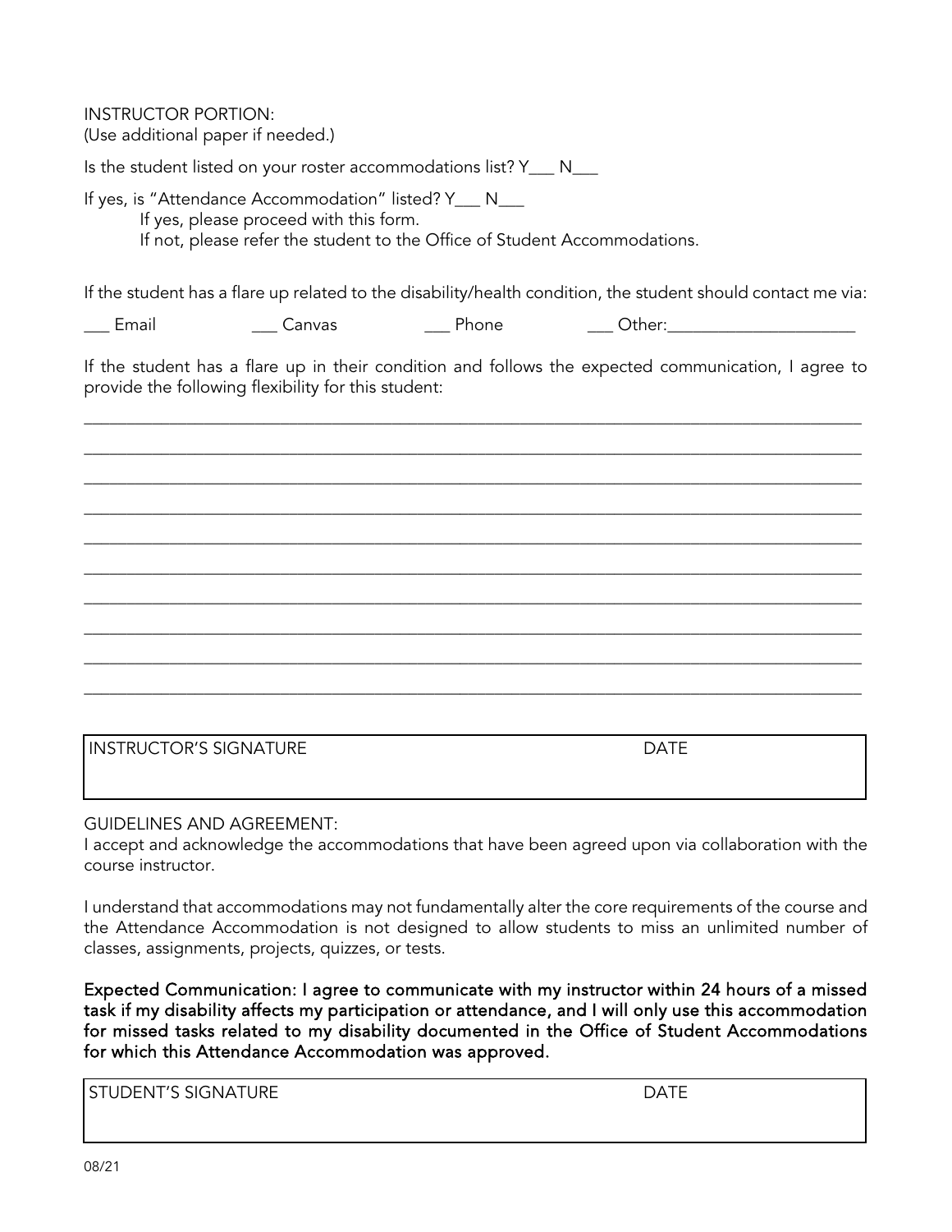INSTRUCTOR PORTION:
(Use additional paper if needed.)

Is the student listed on your roster accommodations list? Y___ N___

If yes, is "Attendance Accommodation" listed? Y___ N___
If yes, please proceed with this form.
If not, please refer the student to the Office of Student Accommodations.

If the student has a flare up related to the disability/health condition, the student should contact me via:

___ Email ___ Canvas ___ Phone ___ Other:____________________

If the student has a flare up in their condition and follows the expected communication, I agree to provide the following flexibility for this student:

______________________________________________________________________________

______________________________________________________________________________

______________________________________________________________________________

______________________________________________________________________________

______________________________________________________________________________

______________________________________________________________________________

______________________________________________________________________________

______________________________________________________________________________

______________________________________________________________________________

______________________________________________________________________________

| INSTRUCTOR'S SIGNATURE | DATE |
| --- | --- |
| | |

GUIDELINES AND AGREEMENT:
I accept and acknowledge the accommodations that have been agreed upon via collaboration with the course instructor.

I understand that accommodations may not fundamentally alter the core requirements of the course and the Attendance Accommodation is not designed to allow students to miss an unlimited number of classes, assignments, projects, quizzes, or tests.

**Expected Communication: I agree to communicate with my instructor within 24 hours of a missed task if my disability affects my participation or attendance, and I will only use this accommodation for missed tasks related to my disability documented in the Office of Student Accommodations for which this Attendance Accommodation was approved.**

| STUDENT'S SIGNATURE | DATE |
| --- | --- |
| | |

08/21